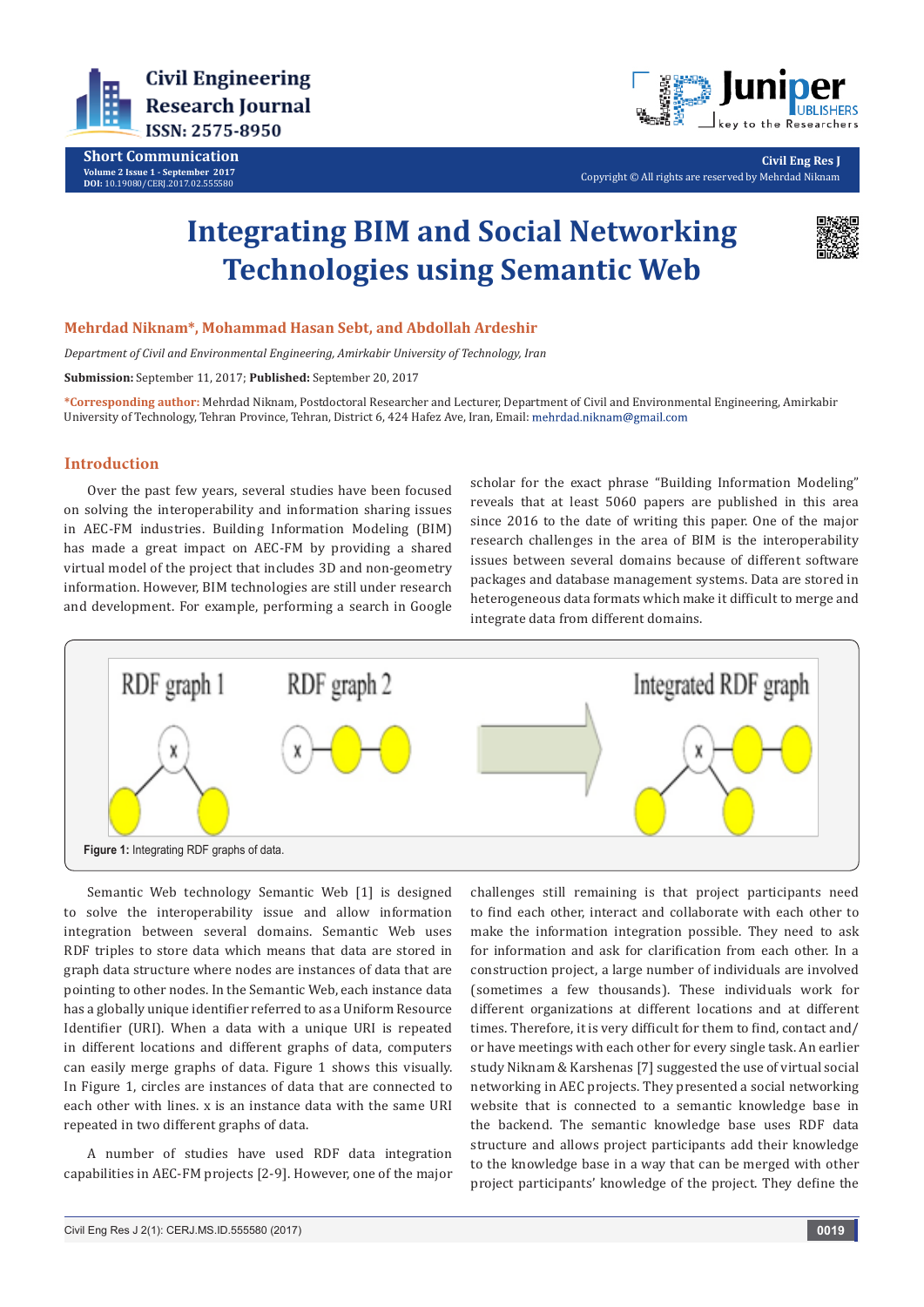Short Communication

# Integrating BIM and Social Networking Technologies using Semantic Web

**Mehrdad Niknam*, Mohammad Hasan Sebt, and Abdollah Ardeshir**

*Department of Civil and Environmental Engineering, Amirkabir University of Technology, Iran*

**Submission:** September 11, 2017; **Published:** September 20, 2017

***Corresponding author:** Mehrdad Niknam, Postdoctoral Researcher and Lecturer, Department of Civil and Environmental Engineering, Amirkabir University of Technology, Tehran Province, Tehran, District 6, 424 Hafez Ave, Iran, Email: mehrdad.niknam@gmail.com

## Introduction

Over the past few years, several studies have been focused on solving the interoperability and information sharing issues in AEC-FM industries. Building Information Modeling (BIM) has made a great impact on AEC-FM by providing a shared virtual model of the project that includes 3D and non-geometry information. However, BIM technologies are still under research and development. For example, performing a search in Google scholar for the exact phrase "Building Information Modeling" reveals that at least 5060 papers are published in this area since 2016 to the date of writing this paper. One of the major research challenges in the area of BIM is the interoperability issues between several domains because of different software packages and database management systems. Data are stored in heterogeneous data formats which make it difficult to merge and integrate data from different domains.

**Figure 1:** Integrating RDF graphs of data.

Semantic Web technology Semantic Web [1] is designed to solve the interoperability issue and allow information integration between several domains. Semantic Web uses RDF triples to store data which means that data are stored in graph data structure where nodes are instances of data that are pointing to other nodes. In the Semantic Web, each instance data has a globally unique identifier referred to as a Uniform Resource Identifier (URI). When a data with a unique URI is repeated in different locations and different graphs of data, computers can easily merge graphs of data. Figure 1 shows this visually. In Figure 1, circles are instances of data that are connected to each other with lines. x is an instance data with the same URI repeated in two different graphs of data.

A number of studies have used RDF data integration capabilities in AEC-FM projects [2-9]. However, one of the major challenges still remaining is that project participants need to find each other, interact and collaborate with each other to make the information integration possible. They need to ask for information and ask for clarification from each other. In a construction project, a large number of individuals are involved (sometimes a few thousands). These individuals work for different organizations at different locations and at different times. Therefore, it is very difficult for them to find, contact and/or have meetings with each other for every single task. An earlier study Niknam & Karshenas [7] suggested the use of virtual social networking in AEC projects. They presented a social networking website that is connected to a semantic knowledge base in the backend. The semantic knowledge base uses RDF data structure and allows project participants add their knowledge to the knowledge base in a way that can be merged with other project participants' knowledge of the project. They define the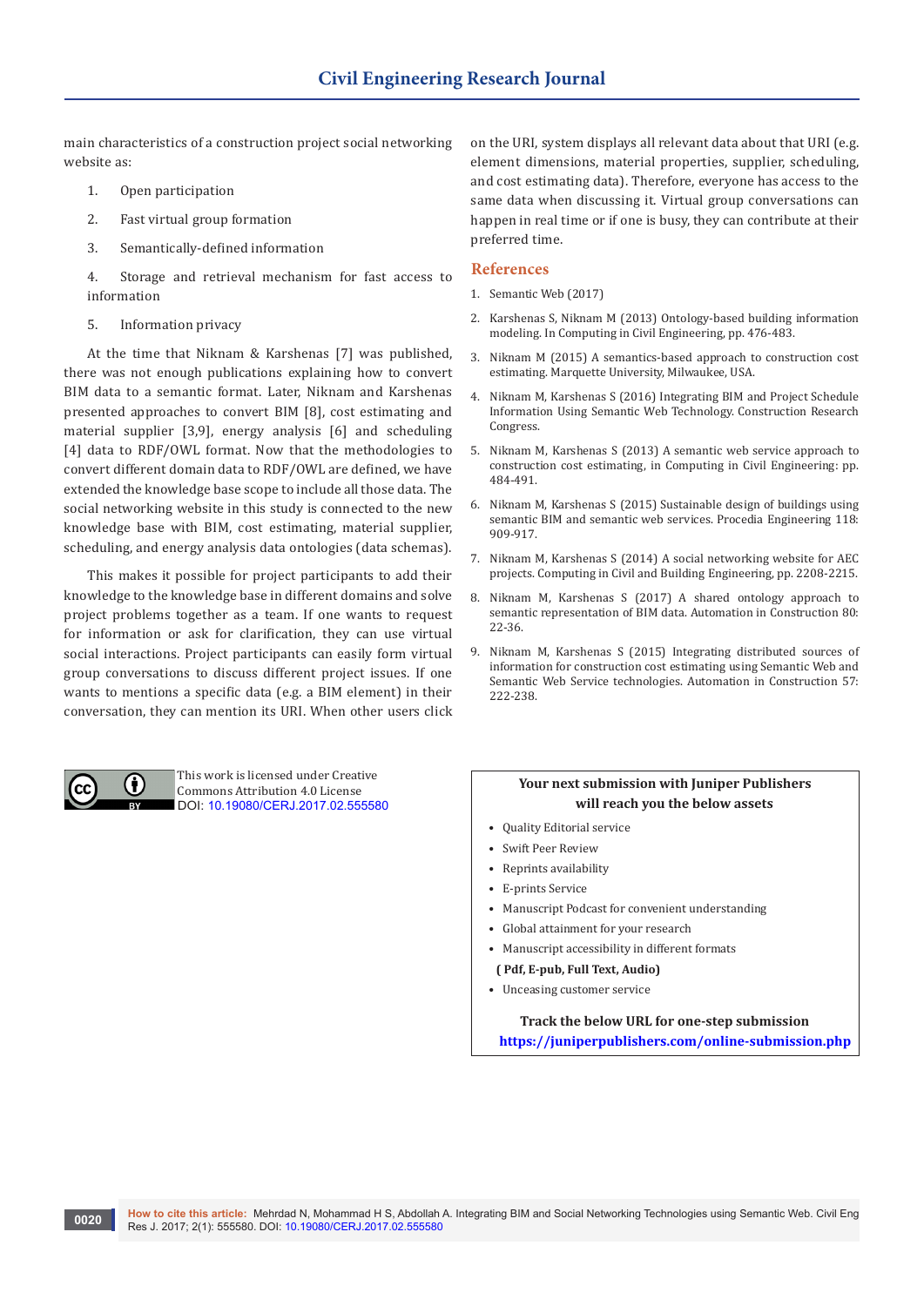main characteristics of a construction project social networking website as:

1. Open participation
2. Fast virtual group formation
3. Semantically-defined information
4. Storage and retrieval mechanism for fast access to information
5. Information privacy

At the time that Niknam & Karshenas [7] was published, there was not enough publications explaining how to convert BIM data to a semantic format. Later, Niknam and Karshenas presented approaches to convert BIM [8], cost estimating and material supplier [3,9], energy analysis [6] and scheduling [4] data to RDF/OWL format. Now that the methodologies to convert different domain data to RDF/OWL are defined, we have extended the knowledge base scope to include all those data. The social networking website in this study is connected to the new knowledge base with BIM, cost estimating, material supplier, scheduling, and energy analysis data ontologies (data schemas).

This makes it possible for project participants to add their knowledge to the knowledge base in different domains and solve project problems together as a team. If one wants to request for information or ask for clarification, they can use virtual social interactions. Project participants can easily form virtual group conversations to discuss different project issues. If one wants to mentions a specific data (e.g. a BIM element) in their conversation, they can mention its URI. When other users click on the URI, system displays all relevant data about that URI (e.g. element dimensions, material properties, supplier, scheduling, and cost estimating data). Therefore, everyone has access to the same data when discussing it. Virtual group conversations can happen in real time or if one is busy, they can contribute at their preferred time.

## References

1. Semantic Web (2017)
2. Karshenas S, Niknam M (2013) Ontology-based building information modeling. In Computing in Civil Engineering, pp. 476-483.
3. Niknam M (2015) A semantics-based approach to construction cost estimating. Marquette University, Milwaukee, USA.
4. Niknam M, Karshenas S (2016) Integrating BIM and Project Schedule Information Using Semantic Web Technology. Construction Research Congress.
5. Niknam M, Karshenas S (2013) A semantic web service approach to construction cost estimating, in Computing in Civil Engineering: pp. 484-491.
6. Niknam M, Karshenas S (2015) Sustainable design of buildings using semantic BIM and semantic web services. Procedia Engineering 118: 909-917.
7. Niknam M, Karshenas S (2014) A social networking website for AEC projects. Computing in Civil and Building Engineering, pp. 2208-2215.
8. Niknam M, Karshenas S (2017) A shared ontology approach to semantic representation of BIM data. Automation in Construction 80: 22-36.
9. Niknam M, Karshenas S (2015) Integrating distributed sources of information for construction cost estimating using Semantic Web and Semantic Web Service technologies. Automation in Construction 57: 222-238.

This work is licensed under Creative Commons Attribution 4.0 License
DOI: 10.19080/CERJ.2017.02.555580

**Your next submission with Juniper Publishers will reach you the below assets**

- Quality Editorial service
- Swift Peer Review
- Reprints availability
- E-prints Service
- Manuscript Podcast for convenient understanding
- Global attainment for your research
- Manuscript accessibility in different formats

**( Pdf, E-pub, Full Text, Audio)**

- Unceasing customer service

**Track the below URL for one-step submission**
**https://juniperpublishers.com/online-submission.php**

**How to cite this article:** Mehrdad N, Mohammad H S, Abdollah A. Integrating BIM and Social Networking Technologies using Semantic Web. Civil Eng Res J. 2017; 2(1): 555580. DOI: 10.19080/CERJ.2017.02.555580